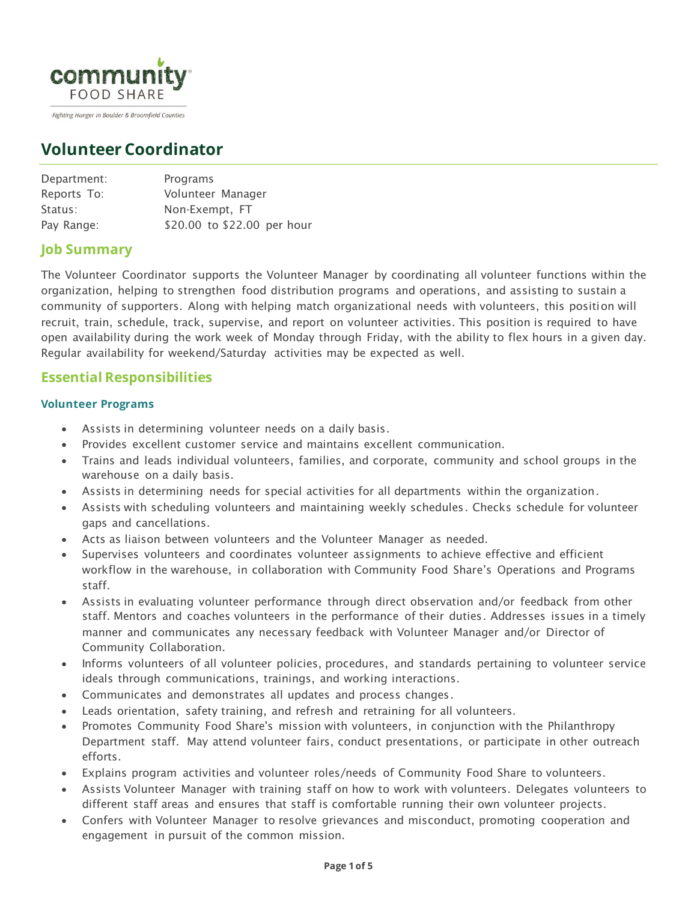community FOOD SHARE

*Fighting Hunger in Boulder & Broomfield Counties*

# Volunteer Coordinator

| | |
|---|---|
| Department: | Programs |
| Reports To: | Volunteer Manager |
| Status: | Non-Exempt, FT |
| Pay Range: | $20.00 to $22.00 per hour |

## Job Summary

The Volunteer Coordinator supports the Volunteer Manager by coordinating all volunteer functions within the organization, helping to strengthen food distribution programs and operations, and assisting to sustain a community of supporters. Along with helping match organizational needs with volunteers, this position will recruit, train, schedule, track, supervise, and report on volunteer activities. This position is required to have open availability during the work week of Monday through Friday, with the ability to flex hours in a given day. Regular availability for weekend/Saturday activities may be expected as well.

## Essential Responsibilities

### Volunteer Programs

- Assists in determining volunteer needs on a daily basis.
- Provides excellent customer service and maintains excellent communication.
- Trains and leads individual volunteers, families, and corporate, community and school groups in the warehouse on a daily basis.
- Assists in determining needs for special activities for all departments within the organization.
- Assists with scheduling volunteers and maintaining weekly schedules. Checks schedule for volunteer gaps and cancellations.
- Acts as liaison between volunteers and the Volunteer Manager as needed.
- Supervises volunteers and coordinates volunteer assignments to achieve effective and efficient workflow in the warehouse, in collaboration with Community Food Share's Operations and Programs staff.
- Assists in evaluating volunteer performance through direct observation and/or feedback from other staff. Mentors and coaches volunteers in the performance of their duties. Addresses issues in a timely manner and communicates any necessary feedback with Volunteer Manager and/or Director of Community Collaboration.
- Informs volunteers of all volunteer policies, procedures, and standards pertaining to volunteer service ideals through communications, trainings, and working interactions.
- Communicates and demonstrates all updates and process changes.
- Leads orientation, safety training, and refresh and retraining for all volunteers.
- Promotes Community Food Share's mission with volunteers, in conjunction with the Philanthropy Department staff. May attend volunteer fairs, conduct presentations, or participate in other outreach efforts.
- Explains program activities and volunteer roles/needs of Community Food Share to volunteers.
- Assists Volunteer Manager with training staff on how to work with volunteers. Delegates volunteers to different staff areas and ensures that staff is comfortable running their own volunteer projects.
- Confers with Volunteer Manager to resolve grievances and misconduct, promoting cooperation and engagement in pursuit of the common mission.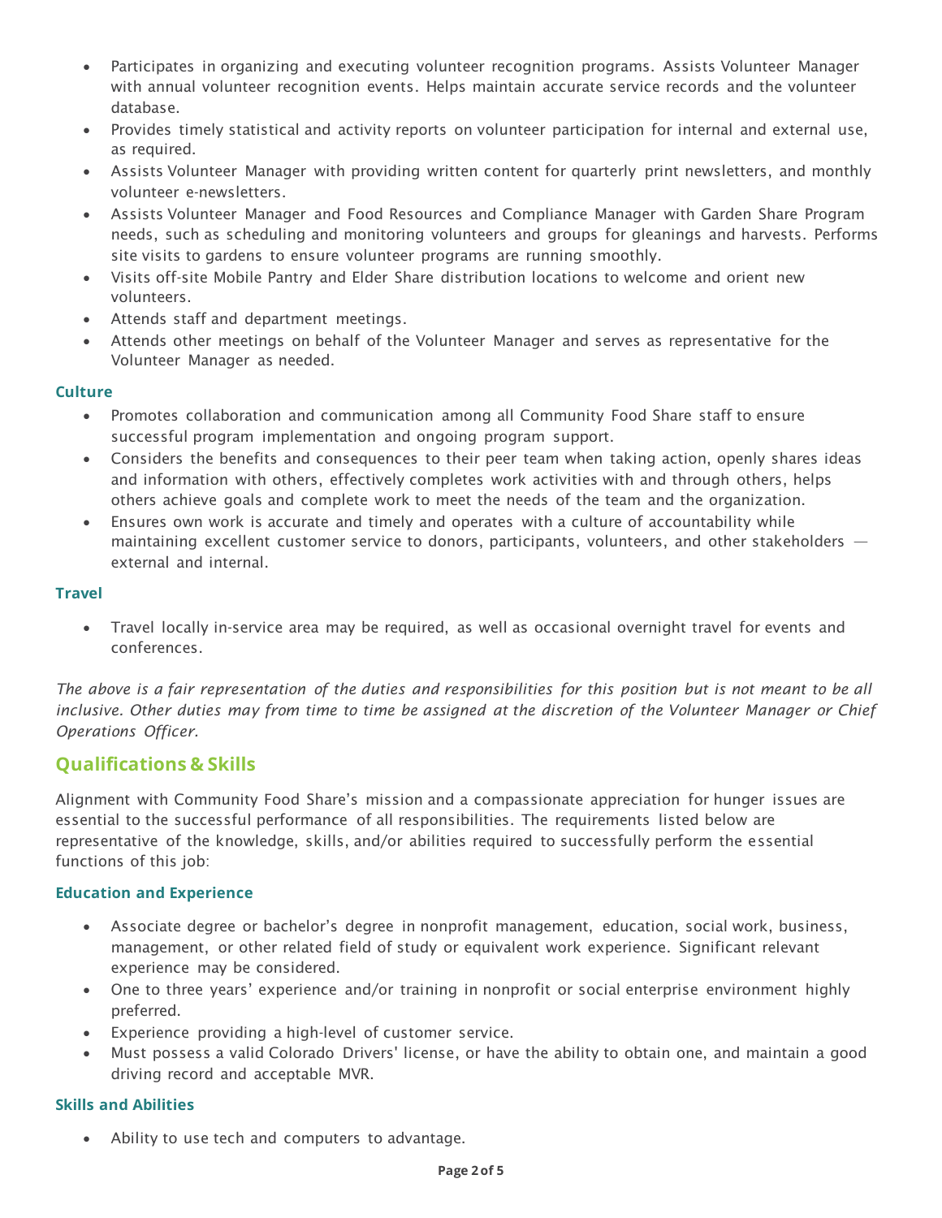- Participates in organizing and executing volunteer recognition programs. Assists Volunteer Manager with annual volunteer recognition events. Helps maintain accurate service records and the volunteer database.
- Provides timely statistical and activity reports on volunteer participation for internal and external use, as required.
- Assists Volunteer Manager with providing written content for quarterly print newsletters, and monthly volunteer e-newsletters.
- Assists Volunteer Manager and Food Resources and Compliance Manager with Garden Share Program needs, such as scheduling and monitoring volunteers and groups for gleanings and harvests. Performs site visits to gardens to ensure volunteer programs are running smoothly.
- Visits off-site Mobile Pantry and Elder Share distribution locations to welcome and orient new volunteers.
- Attends staff and department meetings.
- Attends other meetings on behalf of the Volunteer Manager and serves as representative for the Volunteer Manager as needed.

### Culture

- Promotes collaboration and communication among all Community Food Share staff to ensure successful program implementation and ongoing program support.
- Considers the benefits and consequences to their peer team when taking action, openly shares ideas and information with others, effectively completes work activities with and through others, helps others achieve goals and complete work to meet the needs of the team and the organization.
- Ensures own work is accurate and timely and operates with a culture of accountability while maintaining excellent customer service to donors, participants, volunteers, and other stakeholders — external and internal.

### Travel

- Travel locally in-service area may be required, as well as occasional overnight travel for events and conferences.

*The above is a fair representation of the duties and responsibilities for this position but is not meant to be all inclusive. Other duties may from time to time be assigned at the discretion of the Volunteer Manager or Chief Operations Officer.*

## Qualifications & Skills

Alignment with Community Food Share's mission and a compassionate appreciation for hunger issues are essential to the successful performance of all responsibilities. The requirements listed below are representative of the knowledge, skills, and/or abilities required to successfully perform the essential functions of this job:

### Education and Experience

- Associate degree or bachelor's degree in nonprofit management, education, social work, business, management, or other related field of study or equivalent work experience. Significant relevant experience may be considered.
- One to three years' experience and/or training in nonprofit or social enterprise environment highly preferred.
- Experience providing a high-level of customer service.
- Must possess a valid Colorado Drivers' license, or have the ability to obtain one, and maintain a good driving record and acceptable MVR.

### Skills and Abilities

- Ability to use tech and computers to advantage.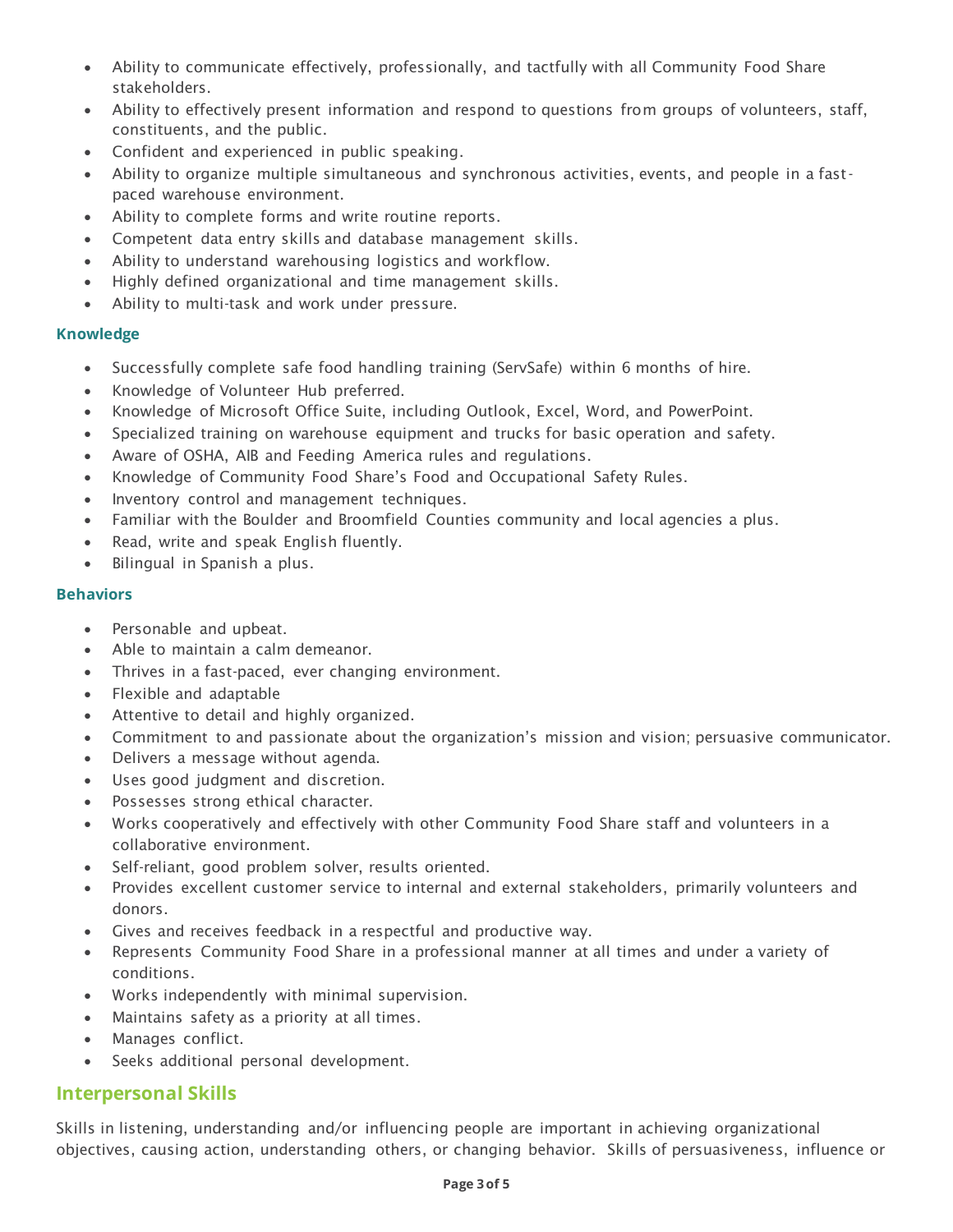- Ability to communicate effectively, professionally, and tactfully with all Community Food Share stakeholders.
- Ability to effectively present information and respond to questions from groups of volunteers, staff, constituents, and the public.
- Confident and experienced in public speaking.
- Ability to organize multiple simultaneous and synchronous activities, events, and people in a fast-paced warehouse environment.
- Ability to complete forms and write routine reports.
- Competent data entry skills and database management skills.
- Ability to understand warehousing logistics and workflow.
- Highly defined organizational and time management skills.
- Ability to multi-task and work under pressure.

### Knowledge

- Successfully complete safe food handling training (ServSafe) within 6 months of hire.
- Knowledge of Volunteer Hub preferred.
- Knowledge of Microsoft Office Suite, including Outlook, Excel, Word, and PowerPoint.
- Specialized training on warehouse equipment and trucks for basic operation and safety.
- Aware of OSHA, AIB and Feeding America rules and regulations.
- Knowledge of Community Food Share's Food and Occupational Safety Rules.
- Inventory control and management techniques.
- Familiar with the Boulder and Broomfield Counties community and local agencies a plus.
- Read, write and speak English fluently.
- Bilingual in Spanish a plus.

### Behaviors

- Personable and upbeat.
- Able to maintain a calm demeanor.
- Thrives in a fast-paced, ever changing environment.
- Flexible and adaptable
- Attentive to detail and highly organized.
- Commitment to and passionate about the organization's mission and vision; persuasive communicator.
- Delivers a message without agenda.
- Uses good judgment and discretion.
- Possesses strong ethical character.
- Works cooperatively and effectively with other Community Food Share staff and volunteers in a collaborative environment.
- Self-reliant, good problem solver, results oriented.
- Provides excellent customer service to internal and external stakeholders, primarily volunteers and donors.
- Gives and receives feedback in a respectful and productive way.
- Represents Community Food Share in a professional manner at all times and under a variety of conditions.
- Works independently with minimal supervision.
- Maintains safety as a priority at all times.
- Manages conflict.
- Seeks additional personal development.

## Interpersonal Skills

Skills in listening, understanding and/or influencing people are important in achieving organizational objectives, causing action, understanding others, or changing behavior. Skills of persuasiveness, influence or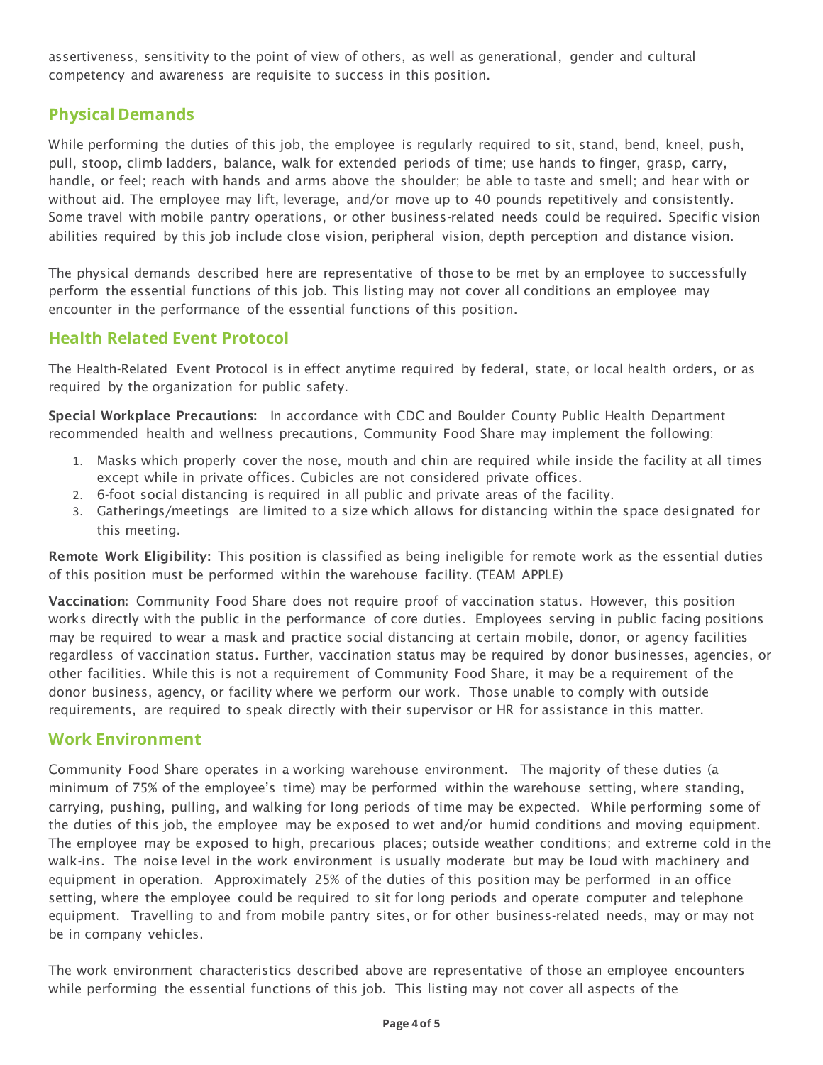assertiveness, sensitivity to the point of view of others, as well as generational, gender and cultural competency and awareness are requisite to success in this position.

## Physical Demands

While performing the duties of this job, the employee is regularly required to sit, stand, bend, kneel, push, pull, stoop, climb ladders, balance, walk for extended periods of time; use hands to finger, grasp, carry, handle, or feel; reach with hands and arms above the shoulder; be able to taste and smell; and hear with or without aid. The employee may lift, leverage, and/or move up to 40 pounds repetitively and consistently. Some travel with mobile pantry operations, or other business-related needs could be required. Specific vision abilities required by this job include close vision, peripheral vision, depth perception and distance vision.

The physical demands described here are representative of those to be met by an employee to successfully perform the essential functions of this job. This listing may not cover all conditions an employee may encounter in the performance of the essential functions of this position.

## Health Related Event Protocol

The Health-Related Event Protocol is in effect anytime required by federal, state, or local health orders, or as required by the organization for public safety.

**Special Workplace Precautions:** In accordance with CDC and Boulder County Public Health Department recommended health and wellness precautions, Community Food Share may implement the following:

1. Masks which properly cover the nose, mouth and chin are required while inside the facility at all times except while in private offices. Cubicles are not considered private offices.
2. 6-foot social distancing is required in all public and private areas of the facility.
3. Gatherings/meetings are limited to a size which allows for distancing within the space designated for this meeting.

**Remote Work Eligibility:** This position is classified as being ineligible for remote work as the essential duties of this position must be performed within the warehouse facility. (TEAM APPLE)

**Vaccination:** Community Food Share does not require proof of vaccination status. However, this position works directly with the public in the performance of core duties. Employees serving in public facing positions may be required to wear a mask and practice social distancing at certain mobile, donor, or agency facilities regardless of vaccination status. Further, vaccination status may be required by donor businesses, agencies, or other facilities. While this is not a requirement of Community Food Share, it may be a requirement of the donor business, agency, or facility where we perform our work. Those unable to comply with outside requirements, are required to speak directly with their supervisor or HR for assistance in this matter.

## Work Environment

Community Food Share operates in a working warehouse environment. The majority of these duties (a minimum of 75% of the employee's time) may be performed within the warehouse setting, where standing, carrying, pushing, pulling, and walking for long periods of time may be expected. While performing some of the duties of this job, the employee may be exposed to wet and/or humid conditions and moving equipment. The employee may be exposed to high, precarious places; outside weather conditions; and extreme cold in the walk-ins. The noise level in the work environment is usually moderate but may be loud with machinery and equipment in operation. Approximately 25% of the duties of this position may be performed in an office setting, where the employee could be required to sit for long periods and operate computer and telephone equipment. Travelling to and from mobile pantry sites, or for other business-related needs, may or may not be in company vehicles.

The work environment characteristics described above are representative of those an employee encounters while performing the essential functions of this job. This listing may not cover all aspects of the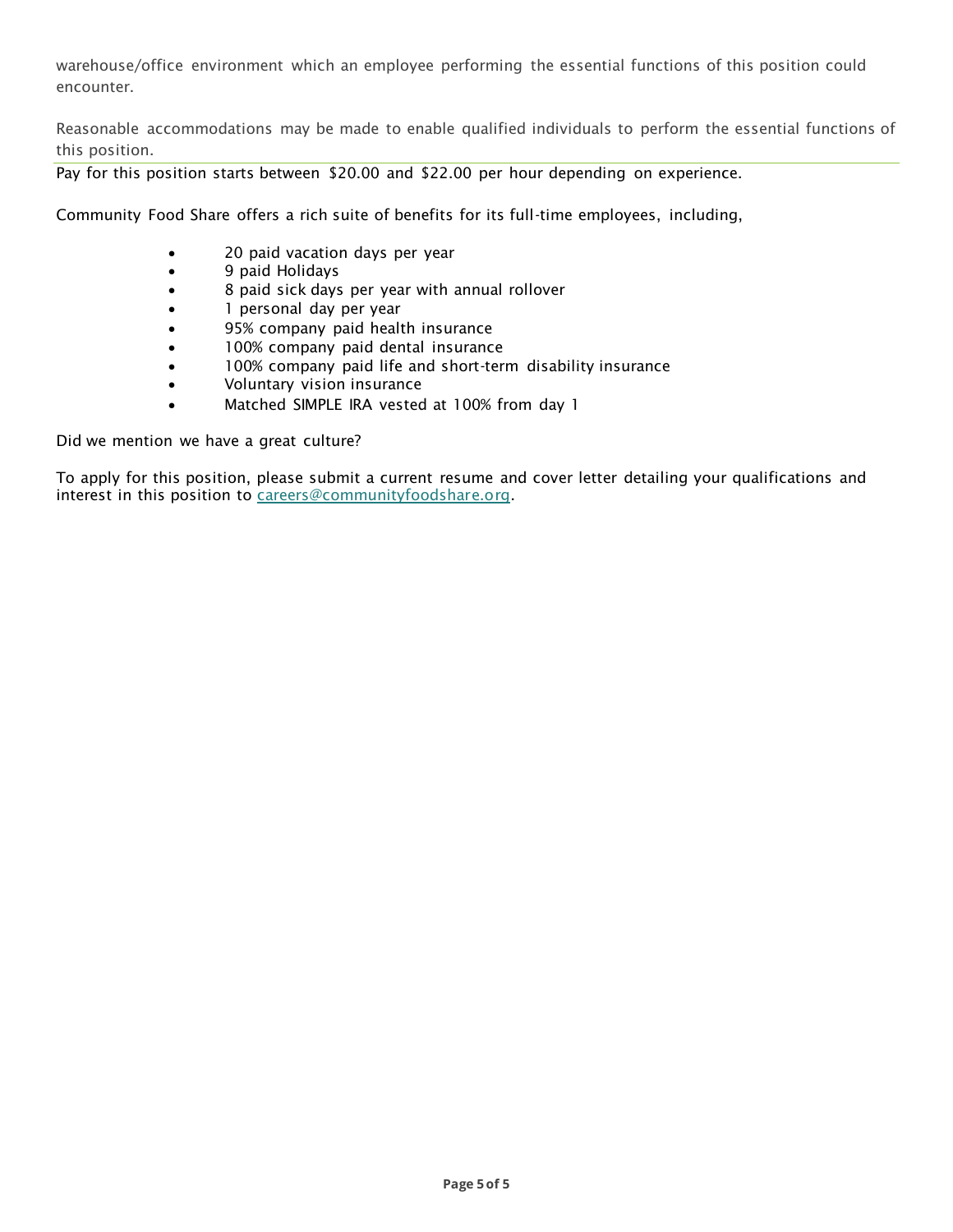warehouse/office environment which an employee performing the essential functions of this position could encounter.

Reasonable accommodations may be made to enable qualified individuals to perform the essential functions of this position.

Pay for this position starts between $20.00 and $22.00 per hour depending on experience.

Community Food Share offers a rich suite of benefits for its full-time employees, including,

- 20 paid vacation days per year
- 9 paid Holidays
- 8 paid sick days per year with annual rollover
- 1 personal day per year
- 95% company paid health insurance
- 100% company paid dental insurance
- 100% company paid life and short-term disability insurance
- Voluntary vision insurance
- Matched SIMPLE IRA vested at 100% from day 1

Did we mention we have a great culture?

To apply for this position, please submit a current resume and cover letter detailing your qualifications and interest in this position to careers@communityfoodshare.org.